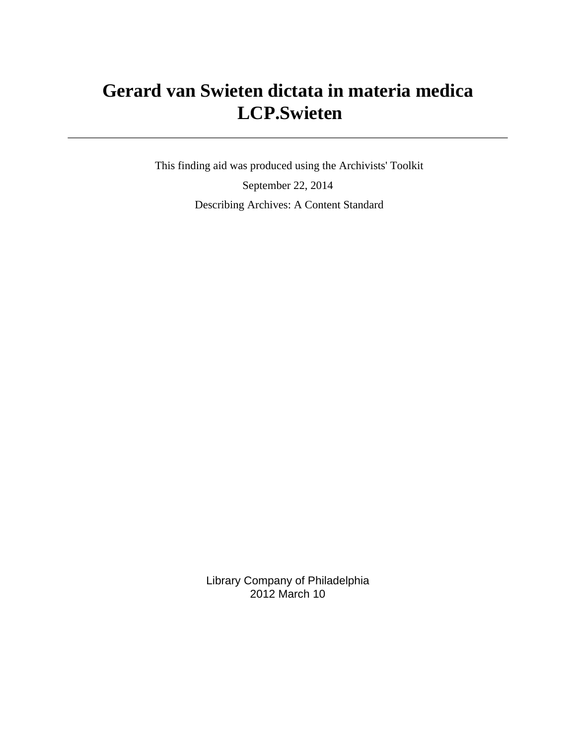# Gerard van Swieten dictata in materia medica LCP.Swieten

---

This finding aid was produced using the Archivists' Toolkit

September 22, 2014

Describing Archives: A Content Standard

Library Company of Philadelphia
2012 March 10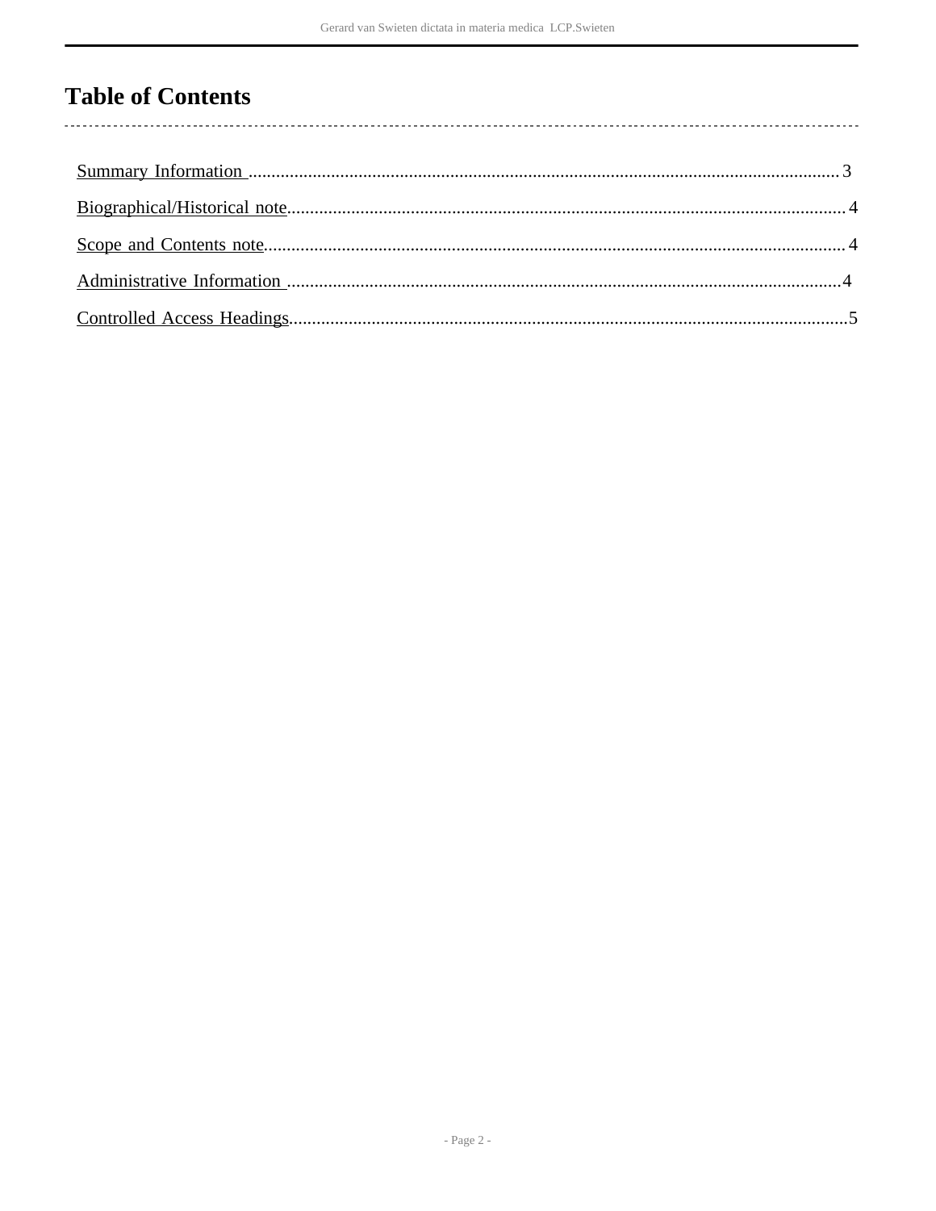# Table of Contents

Summary Information ........................................................................ 3

Biographical/Historical note ............................................................... 4

Scope and Contents note .................................................................. 4

Administrative Information ................................................................ 4

Controlled Access Headings ............................................................... 5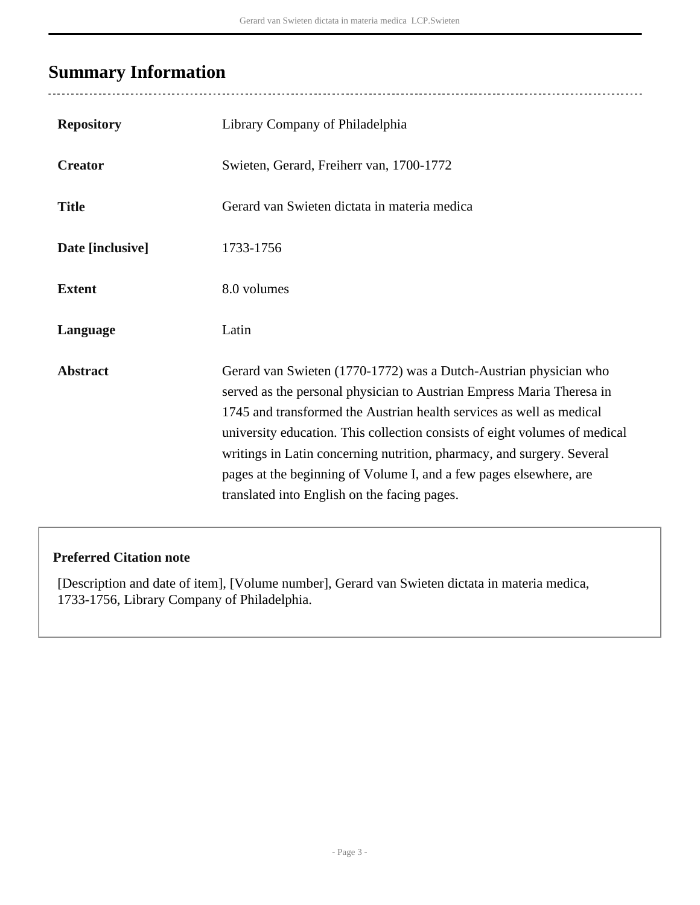## Summary Information

| | |
|---|---|
| **Repository** | Library Company of Philadelphia |
| **Creator** | Swieten, Gerard, Freiherr van, 1700-1772 |
| **Title** | Gerard van Swieten dictata in materia medica |
| **Date [inclusive]** | 1733-1756 |
| **Extent** | 8.0 volumes |
| **Language** | Latin |
| **Abstract** | Gerard van Swieten (1770-1772) was a Dutch-Austrian physician who served as the personal physician to Austrian Empress Maria Theresa in 1745 and transformed the Austrian health services as well as medical university education. This collection consists of eight volumes of medical writings in Latin concerning nutrition, pharmacy, and surgery. Several pages at the beginning of Volume I, and a few pages elsewhere, are translated into English on the facing pages. |

**Preferred Citation note**

[Description and date of item], [Volume number], Gerard van Swieten dictata in materia medica, 1733-1756, Library Company of Philadelphia.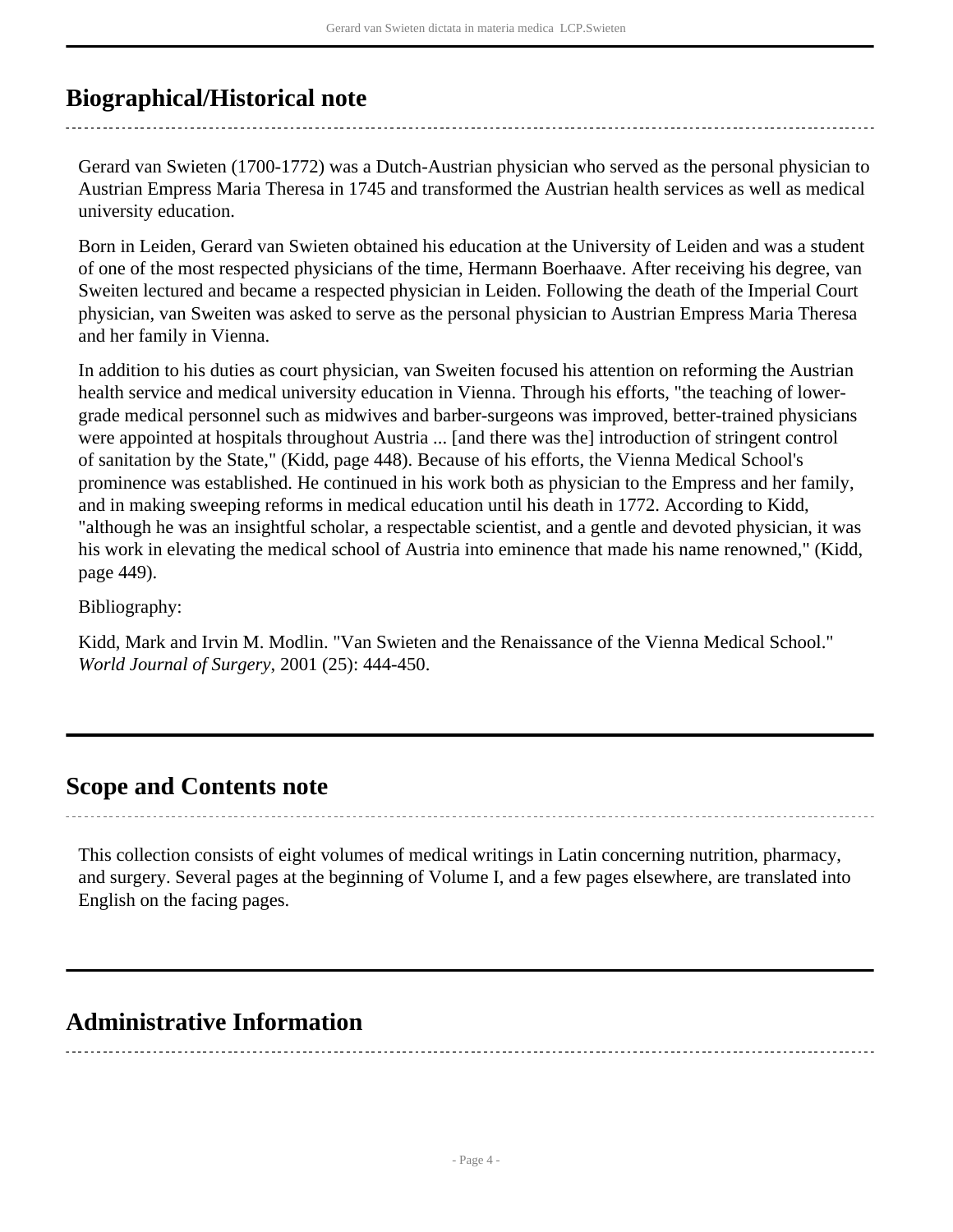## Biographical/Historical note

Gerard van Swieten (1700-1772) was a Dutch-Austrian physician who served as the personal physician to Austrian Empress Maria Theresa in 1745 and transformed the Austrian health services as well as medical university education.

Born in Leiden, Gerard van Swieten obtained his education at the University of Leiden and was a student of one of the most respected physicians of the time, Hermann Boerhaave. After receiving his degree, van Sweiten lectured and became a respected physician in Leiden. Following the death of the Imperial Court physician, van Sweiten was asked to serve as the personal physician to Austrian Empress Maria Theresa and her family in Vienna.

In addition to his duties as court physician, van Sweiten focused his attention on reforming the Austrian health service and medical university education in Vienna. Through his efforts, "the teaching of lower-grade medical personnel such as midwives and barber-surgeons was improved, better-trained physicians were appointed at hospitals throughout Austria ... [and there was the] introduction of stringent control of sanitation by the State," (Kidd, page 448). Because of his efforts, the Vienna Medical School's prominence was established. He continued in his work both as physician to the Empress and her family, and in making sweeping reforms in medical education until his death in 1772. According to Kidd, "although he was an insightful scholar, a respectable scientist, and a gentle and devoted physician, it was his work in elevating the medical school of Austria into eminence that made his name renowned," (Kidd, page 449).

Bibliography:

Kidd, Mark and Irvin M. Modlin. "Van Swieten and the Renaissance of the Vienna Medical School." *World Journal of Surgery*, 2001 (25): 444-450.

## Scope and Contents note

This collection consists of eight volumes of medical writings in Latin concerning nutrition, pharmacy, and surgery. Several pages at the beginning of Volume I, and a few pages elsewhere, are translated into English on the facing pages.

## Administrative Information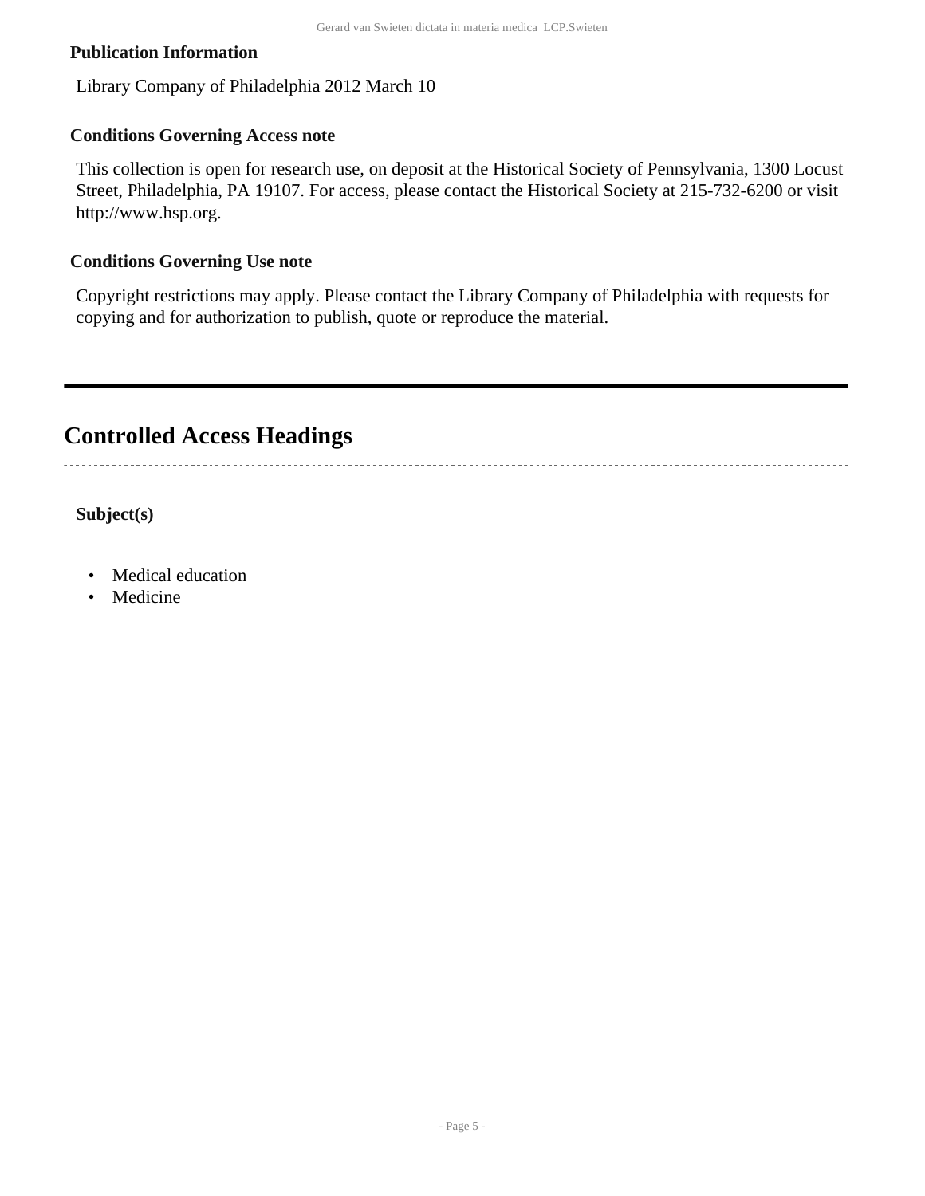### Publication Information

Library Company of Philadelphia 2012 March 10

### Conditions Governing Access note

This collection is open for research use, on deposit at the Historical Society of Pennsylvania, 1300 Locust Street, Philadelphia, PA 19107. For access, please contact the Historical Society at 215-732-6200 or visit http://www.hsp.org.

### Conditions Governing Use note

Copyright restrictions may apply. Please contact the Library Company of Philadelphia with requests for copying and for authorization to publish, quote or reproduce the material.

## Controlled Access Headings

**Subject(s)**

- Medical education
- Medicine